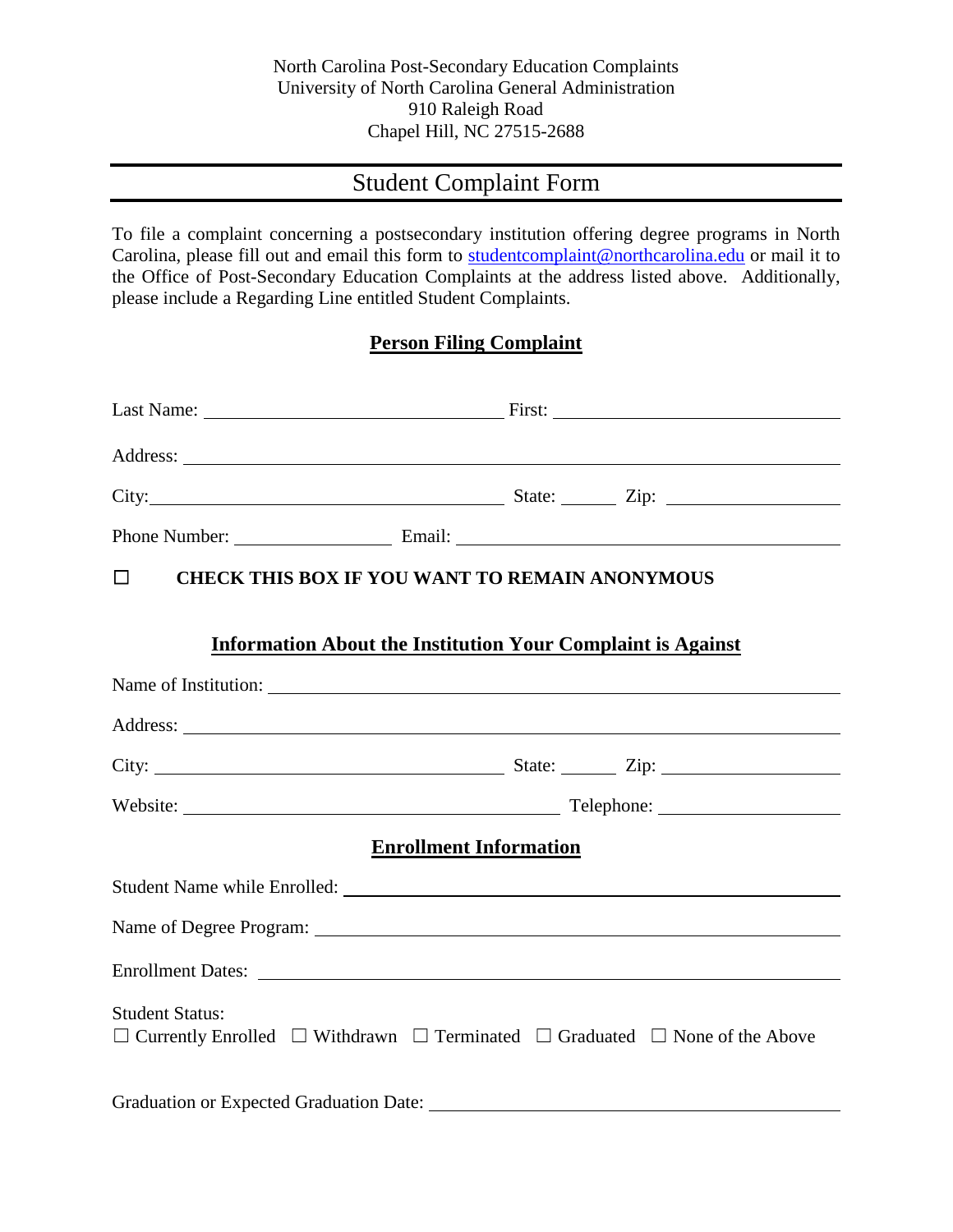North Carolina Post-Secondary Education Complaints
University of North Carolina General Administration
910 Raleigh Road
Chapel Hill, NC 27515-2688

# Student Complaint Form

To file a complaint concerning a postsecondary institution offering degree programs in North Carolina, please fill out and email this form to [studentcomplaint@northcarolina.edu](mailto:studentcomplaint@northcarolina.edu) or mail it to the Office of Post-Secondary Education Complaints at the address listed above. Additionally, please include a Regarding Line entitled Student Complaints.

## Person Filing Complaint

Last Name: ______________________________ First: ______________________________

Address: ____________________________________________________________

City: ______________________________ State: ______ Zip: ________________

Phone Number: ________________ Email: ______________________________

☐ **CHECK THIS BOX IF YOU WANT TO REMAIN ANONYMOUS**

## Information About the Institution Your Complaint is Against

Name of Institution: ____________________________________________________________

Address: ____________________________________________________________

City: ______________________________ State: ______ Zip: ________________

Website: ______________________________ Telephone: ________________

## Enrollment Information

Student Name while Enrolled: ____________________________________________________________

Name of Degree Program: ____________________________________________________________

Enrollment Dates: ____________________________________________________________

Student Status:
☐ Currently Enrolled ☐ Withdrawn ☐ Terminated ☐ Graduated ☐ None of the Above

Graduation or Expected Graduation Date: ______________________________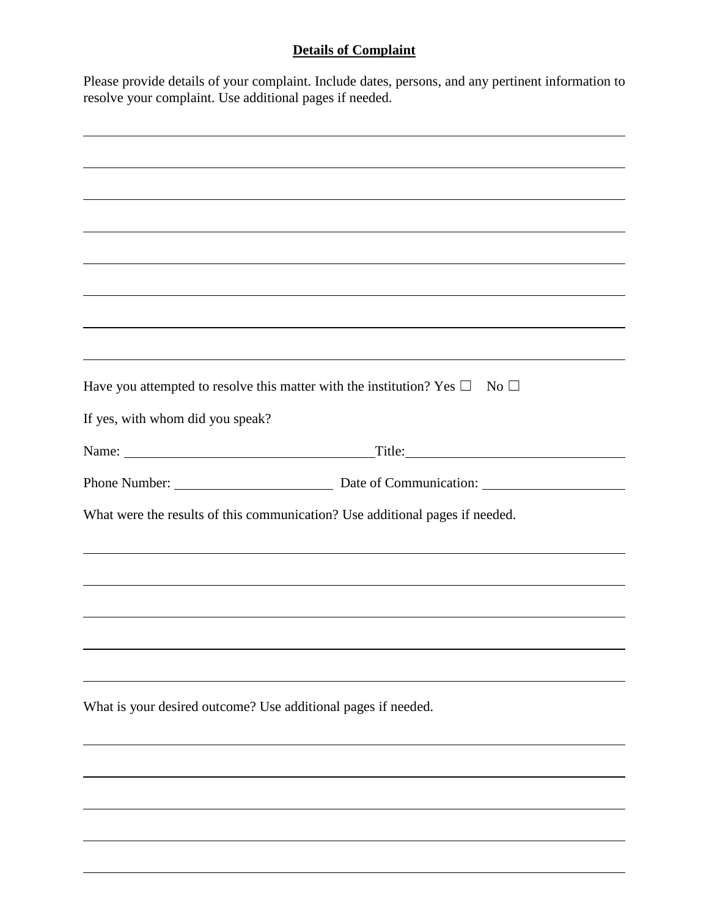**Details of Complaint**

Please provide details of your complaint. Include dates, persons, and any pertinent information to resolve your complaint. Use additional pages if needed.

\_\_\_\_\_\_\_\_\_\_\_\_\_\_\_\_\_\_\_\_\_\_\_\_\_\_\_\_\_\_\_\_\_\_\_\_\_\_\_\_\_\_\_\_\_\_\_\_\_\_\_\_\_\_\_\_\_\_\_\_\_\_\_\_\_\_\_\_\_\_\_\_\_\_\_\_

\_\_\_\_\_\_\_\_\_\_\_\_\_\_\_\_\_\_\_\_\_\_\_\_\_\_\_\_\_\_\_\_\_\_\_\_\_\_\_\_\_\_\_\_\_\_\_\_\_\_\_\_\_\_\_\_\_\_\_\_\_\_\_\_\_\_\_\_\_\_\_\_\_\_\_\_

\_\_\_\_\_\_\_\_\_\_\_\_\_\_\_\_\_\_\_\_\_\_\_\_\_\_\_\_\_\_\_\_\_\_\_\_\_\_\_\_\_\_\_\_\_\_\_\_\_\_\_\_\_\_\_\_\_\_\_\_\_\_\_\_\_\_\_\_\_\_\_\_\_\_\_\_

\_\_\_\_\_\_\_\_\_\_\_\_\_\_\_\_\_\_\_\_\_\_\_\_\_\_\_\_\_\_\_\_\_\_\_\_\_\_\_\_\_\_\_\_\_\_\_\_\_\_\_\_\_\_\_\_\_\_\_\_\_\_\_\_\_\_\_\_\_\_\_\_\_\_\_\_

\_\_\_\_\_\_\_\_\_\_\_\_\_\_\_\_\_\_\_\_\_\_\_\_\_\_\_\_\_\_\_\_\_\_\_\_\_\_\_\_\_\_\_\_\_\_\_\_\_\_\_\_\_\_\_\_\_\_\_\_\_\_\_\_\_\_\_\_\_\_\_\_\_\_\_\_

\_\_\_\_\_\_\_\_\_\_\_\_\_\_\_\_\_\_\_\_\_\_\_\_\_\_\_\_\_\_\_\_\_\_\_\_\_\_\_\_\_\_\_\_\_\_\_\_\_\_\_\_\_\_\_\_\_\_\_\_\_\_\_\_\_\_\_\_\_\_\_\_\_\_\_\_

\_\_\_\_\_\_\_\_\_\_\_\_\_\_\_\_\_\_\_\_\_\_\_\_\_\_\_\_\_\_\_\_\_\_\_\_\_\_\_\_\_\_\_\_\_\_\_\_\_\_\_\_\_\_\_\_\_\_\_\_\_\_\_\_\_\_\_\_\_\_\_\_\_\_\_\_

\_\_\_\_\_\_\_\_\_\_\_\_\_\_\_\_\_\_\_\_\_\_\_\_\_\_\_\_\_\_\_\_\_\_\_\_\_\_\_\_\_\_\_\_\_\_\_\_\_\_\_\_\_\_\_\_\_\_\_\_\_\_\_\_\_\_\_\_\_\_\_\_\_\_\_\_

Have you attempted to resolve this matter with the institution? Yes ☐ No ☐

If yes, with whom did you speak?

Name: \_\_\_\_\_\_\_\_\_\_\_\_\_\_\_\_\_\_\_\_\_\_\_\_\_\_\_\_\_\_\_\_\_\_\_\_ Title: \_\_\_\_\_\_\_\_\_\_\_\_\_\_\_\_\_\_\_\_\_\_\_\_\_\_\_\_\_\_\_

Phone Number: \_\_\_\_\_\_\_\_\_\_\_\_\_\_\_\_\_\_\_\_\_\_\_ Date of Communication: \_\_\_\_\_\_\_\_\_\_\_\_\_\_\_\_\_\_\_\_

What were the results of this communication? Use additional pages if needed.

\_\_\_\_\_\_\_\_\_\_\_\_\_\_\_\_\_\_\_\_\_\_\_\_\_\_\_\_\_\_\_\_\_\_\_\_\_\_\_\_\_\_\_\_\_\_\_\_\_\_\_\_\_\_\_\_\_\_\_\_\_\_\_\_\_\_\_\_\_\_\_\_\_\_\_\_

\_\_\_\_\_\_\_\_\_\_\_\_\_\_\_\_\_\_\_\_\_\_\_\_\_\_\_\_\_\_\_\_\_\_\_\_\_\_\_\_\_\_\_\_\_\_\_\_\_\_\_\_\_\_\_\_\_\_\_\_\_\_\_\_\_\_\_\_\_\_\_\_\_\_\_\_

\_\_\_\_\_\_\_\_\_\_\_\_\_\_\_\_\_\_\_\_\_\_\_\_\_\_\_\_\_\_\_\_\_\_\_\_\_\_\_\_\_\_\_\_\_\_\_\_\_\_\_\_\_\_\_\_\_\_\_\_\_\_\_\_\_\_\_\_\_\_\_\_\_\_\_\_

\_\_\_\_\_\_\_\_\_\_\_\_\_\_\_\_\_\_\_\_\_\_\_\_\_\_\_\_\_\_\_\_\_\_\_\_\_\_\_\_\_\_\_\_\_\_\_\_\_\_\_\_\_\_\_\_\_\_\_\_\_\_\_\_\_\_\_\_\_\_\_\_\_\_\_\_

\_\_\_\_\_\_\_\_\_\_\_\_\_\_\_\_\_\_\_\_\_\_\_\_\_\_\_\_\_\_\_\_\_\_\_\_\_\_\_\_\_\_\_\_\_\_\_\_\_\_\_\_\_\_\_\_\_\_\_\_\_\_\_\_\_\_\_\_\_\_\_\_\_\_\_\_

What is your desired outcome? Use additional pages if needed.

\_\_\_\_\_\_\_\_\_\_\_\_\_\_\_\_\_\_\_\_\_\_\_\_\_\_\_\_\_\_\_\_\_\_\_\_\_\_\_\_\_\_\_\_\_\_\_\_\_\_\_\_\_\_\_\_\_\_\_\_\_\_\_\_\_\_\_\_\_\_\_\_\_\_\_\_

\_\_\_\_\_\_\_\_\_\_\_\_\_\_\_\_\_\_\_\_\_\_\_\_\_\_\_\_\_\_\_\_\_\_\_\_\_\_\_\_\_\_\_\_\_\_\_\_\_\_\_\_\_\_\_\_\_\_\_\_\_\_\_\_\_\_\_\_\_\_\_\_\_\_\_\_

\_\_\_\_\_\_\_\_\_\_\_\_\_\_\_\_\_\_\_\_\_\_\_\_\_\_\_\_\_\_\_\_\_\_\_\_\_\_\_\_\_\_\_\_\_\_\_\_\_\_\_\_\_\_\_\_\_\_\_\_\_\_\_\_\_\_\_\_\_\_\_\_\_\_\_\_

\_\_\_\_\_\_\_\_\_\_\_\_\_\_\_\_\_\_\_\_\_\_\_\_\_\_\_\_\_\_\_\_\_\_\_\_\_\_\_\_\_\_\_\_\_\_\_\_\_\_\_\_\_\_\_\_\_\_\_\_\_\_\_\_\_\_\_\_\_\_\_\_\_\_\_\_

\_\_\_\_\_\_\_\_\_\_\_\_\_\_\_\_\_\_\_\_\_\_\_\_\_\_\_\_\_\_\_\_\_\_\_\_\_\_\_\_\_\_\_\_\_\_\_\_\_\_\_\_\_\_\_\_\_\_\_\_\_\_\_\_\_\_\_\_\_\_\_\_\_\_\_\_